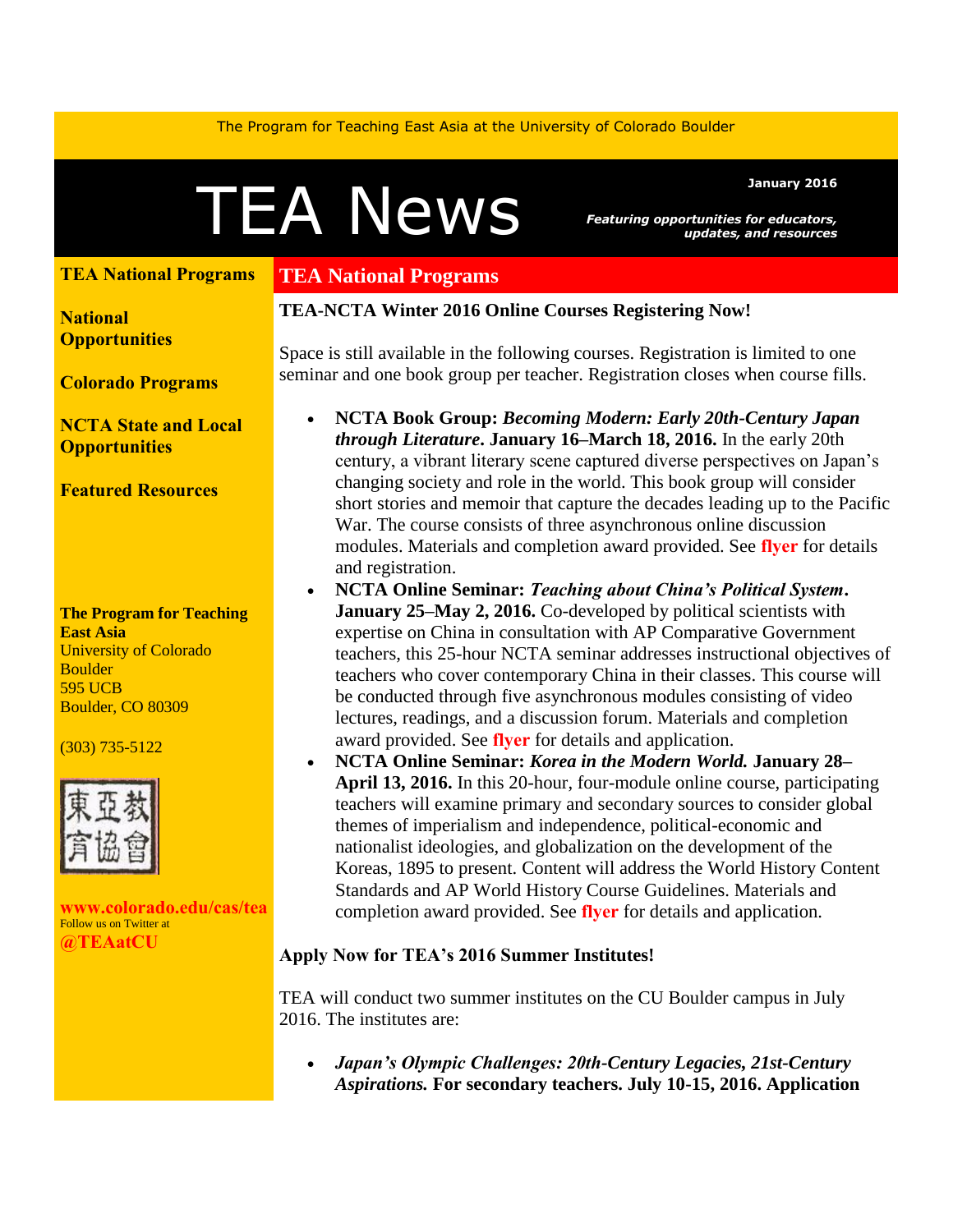The Program for Teaching East Asia at the University of Colorado Boulder

# TEA News

January 2016

*Featuring opportunities for educators, updates, and resources*

**TEA National Programs**

**National Opportunities**

**Colorado Programs**

**NCTA State and Local Opportunities**

**Featured Resources**

**The Program for Teaching East Asia**
University of Colorado Boulder
595 UCB
Boulder, CO 80309

(303) 735-5122

東亞教育協會

**www.colorado.edu/cas/tea**
Follow us on Twitter at
**@TEAatCU**

## TEA National Programs

**TEA-NCTA Winter 2016 Online Courses Registering Now!**

Space is still available in the following courses. Registration is limited to one seminar and one book group per teacher. Registration closes when course fills.

- **NCTA Book Group: *Becoming Modern: Early 20th-Century Japan through Literature*. January 16–March 18, 2016.** In the early 20th century, a vibrant literary scene captured diverse perspectives on Japan's changing society and role in the world. This book group will consider short stories and memoir that capture the decades leading up to the Pacific War. The course consists of three asynchronous online discussion modules. Materials and completion award provided. See **flyer** for details and registration.
- **NCTA Online Seminar: *Teaching about China's Political System*. January 25–May 2, 2016.** Co-developed by political scientists with expertise on China in consultation with AP Comparative Government teachers, this 25-hour NCTA seminar addresses instructional objectives of teachers who cover contemporary China in their classes. This course will be conducted through five asynchronous modules consisting of video lectures, readings, and a discussion forum. Materials and completion award provided. See **flyer** for details and application.
- **NCTA Online Seminar: *Korea in the Modern World.* January 28–April 13, 2016.** In this 20-hour, four-module online course, participating teachers will examine primary and secondary sources to consider global themes of imperialism and independence, political-economic and nationalist ideologies, and globalization on the development of the Koreas, 1895 to present. Content will address the World History Content Standards and AP World History Course Guidelines. Materials and completion award provided. See **flyer** for details and application.

**Apply Now for TEA's 2016 Summer Institutes!**

TEA will conduct two summer institutes on the CU Boulder campus in July 2016. The institutes are:

- ***Japan's Olympic Challenges: 20th-Century Legacies, 21st-Century Aspirations.* For secondary teachers. July 10-15, 2016. Application**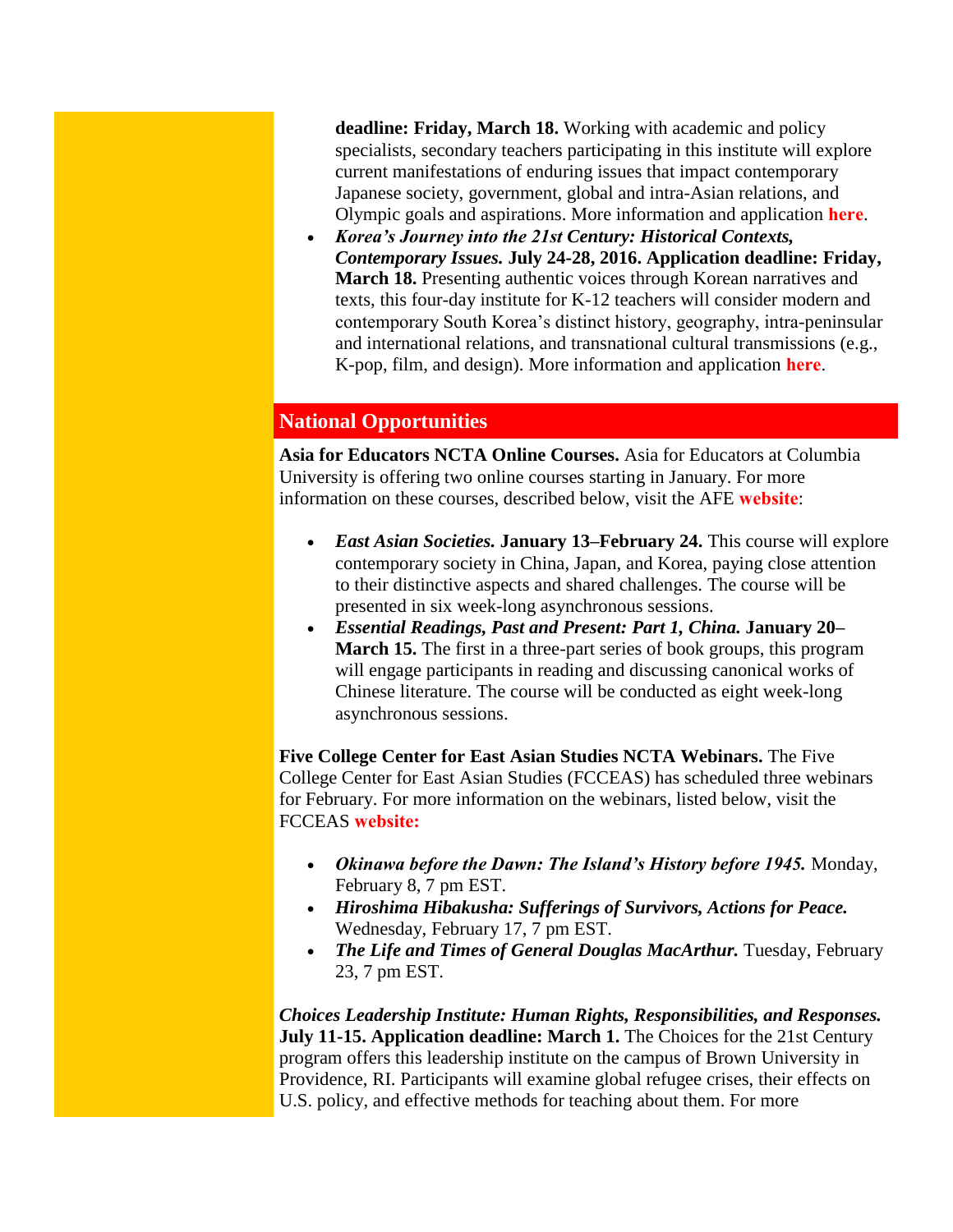**deadline: Friday, March 18.** Working with academic and policy specialists, secondary teachers participating in this institute will explore current manifestations of enduring issues that impact contemporary Japanese society, government, global and intra-Asian relations, and Olympic goals and aspirations. More information and application **here**.

- ***Korea's Journey into the 21st Century: Historical Contexts, Contemporary Issues.* July 24-28, 2016. Application deadline: Friday, March 18.** Presenting authentic voices through Korean narratives and texts, this four-day institute for K-12 teachers will consider modern and contemporary South Korea's distinct history, geography, intra-peninsular and international relations, and transnational cultural transmissions (e.g., K-pop, film, and design). More information and application **here**.

## National Opportunities

**Asia for Educators NCTA Online Courses.** Asia for Educators at Columbia University is offering two online courses starting in January. For more information on these courses, described below, visit the AFE **website**:

- ***East Asian Societies.* January 13–February 24.** This course will explore contemporary society in China, Japan, and Korea, paying close attention to their distinctive aspects and shared challenges. The course will be presented in six week-long asynchronous sessions.
- ***Essential Readings, Past and Present: Part 1, China.* January 20–March 15.** The first in a three-part series of book groups, this program will engage participants in reading and discussing canonical works of Chinese literature. The course will be conducted as eight week-long asynchronous sessions.

**Five College Center for East Asian Studies NCTA Webinars.** The Five College Center for East Asian Studies (FCCEAS) has scheduled three webinars for February. For more information on the webinars, listed below, visit the FCCEAS **website:**

- ***Okinawa before the Dawn: The Island's History before 1945.*** Monday, February 8, 7 pm EST.
- ***Hiroshima Hibakusha: Sufferings of Survivors, Actions for Peace.*** Wednesday, February 17, 7 pm EST.
- ***The Life and Times of General Douglas MacArthur.*** Tuesday, February 23, 7 pm EST.

***Choices Leadership Institute: Human Rights, Responsibilities, and Responses.* July 11-15. Application deadline: March 1.** The Choices for the 21st Century program offers this leadership institute on the campus of Brown University in Providence, RI. Participants will examine global refugee crises, their effects on U.S. policy, and effective methods for teaching about them. For more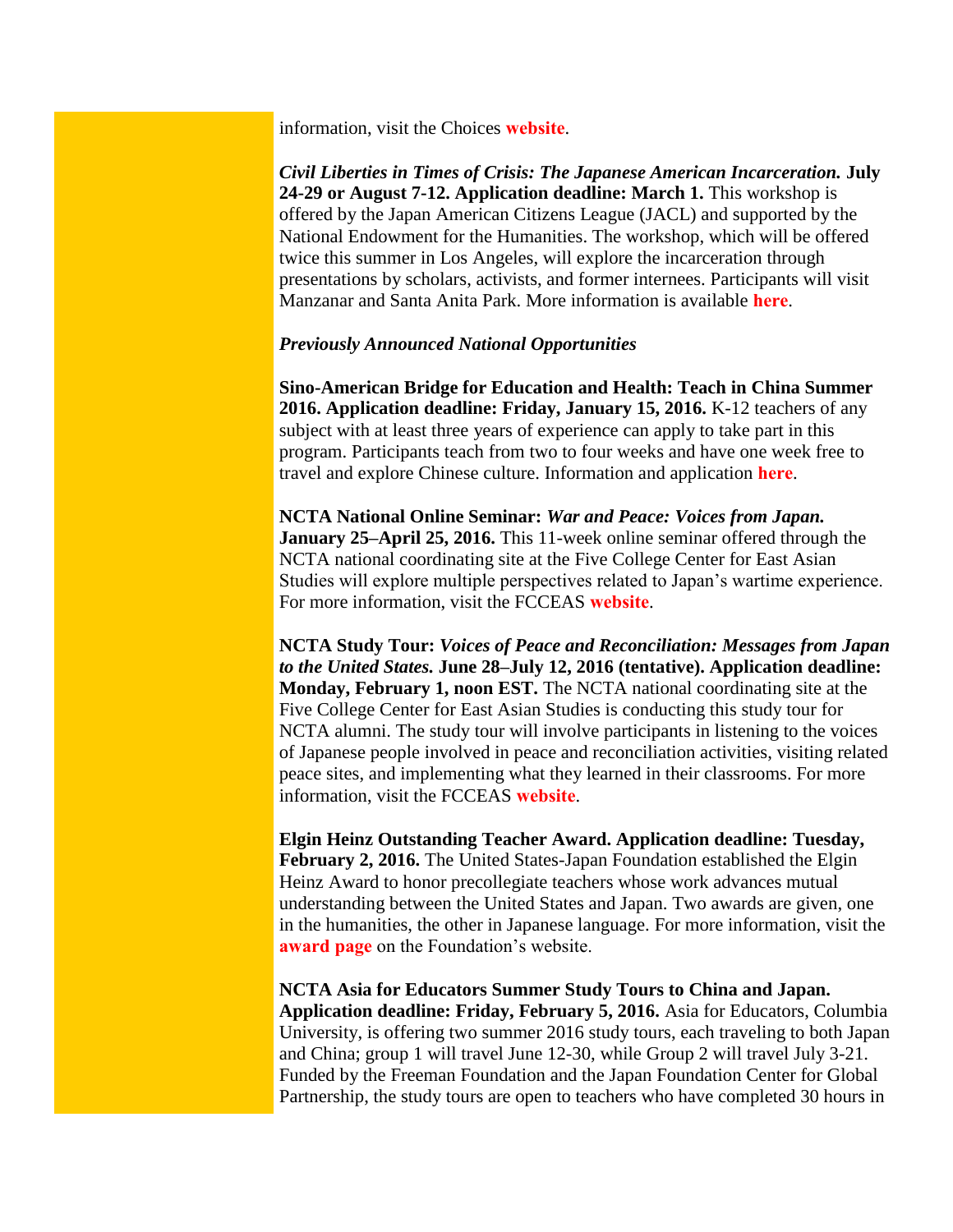information, visit the Choices **website**.

***Civil Liberties in Times of Crisis: The Japanese American Incarceration.* July 24-29 or August 7-12. Application deadline: March 1.** This workshop is offered by the Japan American Citizens League (JACL) and supported by the National Endowment for the Humanities. The workshop, which will be offered twice this summer in Los Angeles, will explore the incarceration through presentations by scholars, activists, and former internees. Participants will visit Manzanar and Santa Anita Park. More information is available **here**.

***Previously Announced National Opportunities***

**Sino-American Bridge for Education and Health: Teach in China Summer 2016. Application deadline: Friday, January 15, 2016.** K-12 teachers of any subject with at least three years of experience can apply to take part in this program. Participants teach from two to four weeks and have one week free to travel and explore Chinese culture. Information and application **here**.

**NCTA National Online Seminar: *War and Peace: Voices from Japan.* January 25–April 25, 2016.** This 11-week online seminar offered through the NCTA national coordinating site at the Five College Center for East Asian Studies will explore multiple perspectives related to Japan's wartime experience. For more information, visit the FCCEAS **website**.

**NCTA Study Tour: *Voices of Peace and Reconciliation: Messages from Japan to the United States.* June 28–July 12, 2016 (tentative). Application deadline: Monday, February 1, noon EST.** The NCTA national coordinating site at the Five College Center for East Asian Studies is conducting this study tour for NCTA alumni. The study tour will involve participants in listening to the voices of Japanese people involved in peace and reconciliation activities, visiting related peace sites, and implementing what they learned in their classrooms. For more information, visit the FCCEAS **website**.

**Elgin Heinz Outstanding Teacher Award. Application deadline: Tuesday, February 2, 2016.** The United States-Japan Foundation established the Elgin Heinz Award to honor precollegiate teachers whose work advances mutual understanding between the United States and Japan. Two awards are given, one in the humanities, the other in Japanese language. For more information, visit the **award page** on the Foundation's website.

**NCTA Asia for Educators Summer Study Tours to China and Japan. Application deadline: Friday, February 5, 2016.** Asia for Educators, Columbia University, is offering two summer 2016 study tours, each traveling to both Japan and China; group 1 will travel June 12-30, while Group 2 will travel July 3-21. Funded by the Freeman Foundation and the Japan Foundation Center for Global Partnership, the study tours are open to teachers who have completed 30 hours in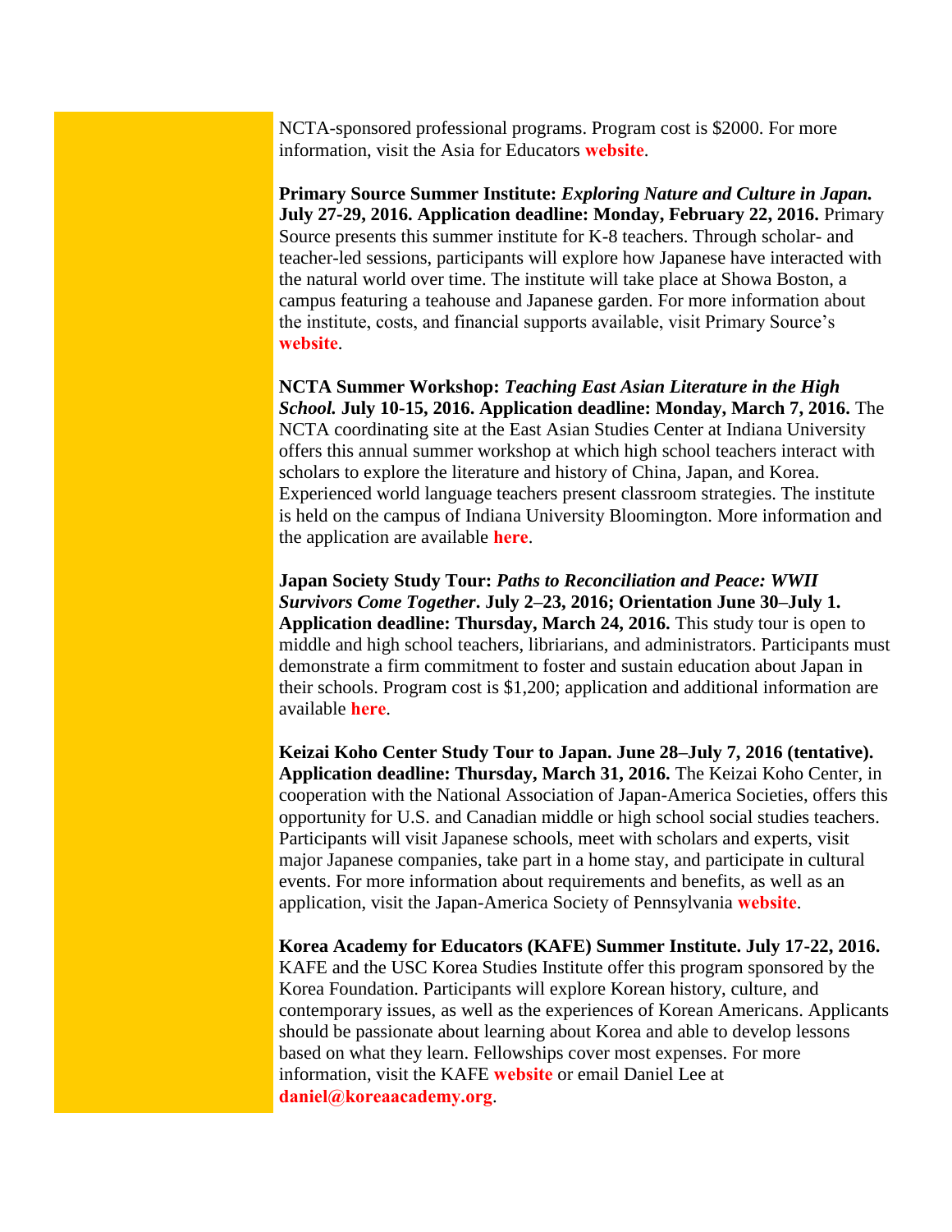NCTA-sponsored professional programs. Program cost is $2000. For more information, visit the Asia for Educators **website**.

**Primary Source Summer Institute:** ***Exploring Nature and Culture in Japan.*** **July 27-29, 2016. Application deadline: Monday, February 22, 2016.** Primary Source presents this summer institute for K-8 teachers. Through scholar- and teacher-led sessions, participants will explore how Japanese have interacted with the natural world over time. The institute will take place at Showa Boston, a campus featuring a teahouse and Japanese garden. For more information about the institute, costs, and financial supports available, visit Primary Source's **website**.

**NCTA Summer Workshop:** ***Teaching East Asian Literature in the High School.*** **July 10-15, 2016. Application deadline: Monday, March 7, 2016.** The NCTA coordinating site at the East Asian Studies Center at Indiana University offers this annual summer workshop at which high school teachers interact with scholars to explore the literature and history of China, Japan, and Korea. Experienced world language teachers present classroom strategies. The institute is held on the campus of Indiana University Bloomington. More information and the application are available **here**.

**Japan Society Study Tour:** ***Paths to Reconciliation and Peace: WWII Survivors Come Together*****. July 2–23, 2016; Orientation June 30–July 1. Application deadline: Thursday, March 24, 2016.** This study tour is open to middle and high school teachers, libriarians, and administrators. Participants must demonstrate a firm commitment to foster and sustain education about Japan in their schools. Program cost is $1,200; application and additional information are available **here**.

**Keizai Koho Center Study Tour to Japan. June 28–July 7, 2016 (tentative). Application deadline: Thursday, March 31, 2016.** The Keizai Koho Center, in cooperation with the National Association of Japan-America Societies, offers this opportunity for U.S. and Canadian middle or high school social studies teachers. Participants will visit Japanese schools, meet with scholars and experts, visit major Japanese companies, take part in a home stay, and participate in cultural events. For more information about requirements and benefits, as well as an application, visit the Japan-America Society of Pennsylvania **website**.

**Korea Academy for Educators (KAFE) Summer Institute. July 17-22, 2016.** KAFE and the USC Korea Studies Institute offer this program sponsored by the Korea Foundation. Participants will explore Korean history, culture, and contemporary issues, as well as the experiences of Korean Americans. Applicants should be passionate about learning about Korea and able to develop lessons based on what they learn. Fellowships cover most expenses. For more information, visit the KAFE **website** or email Daniel Lee at **daniel@koreaacademy.org**.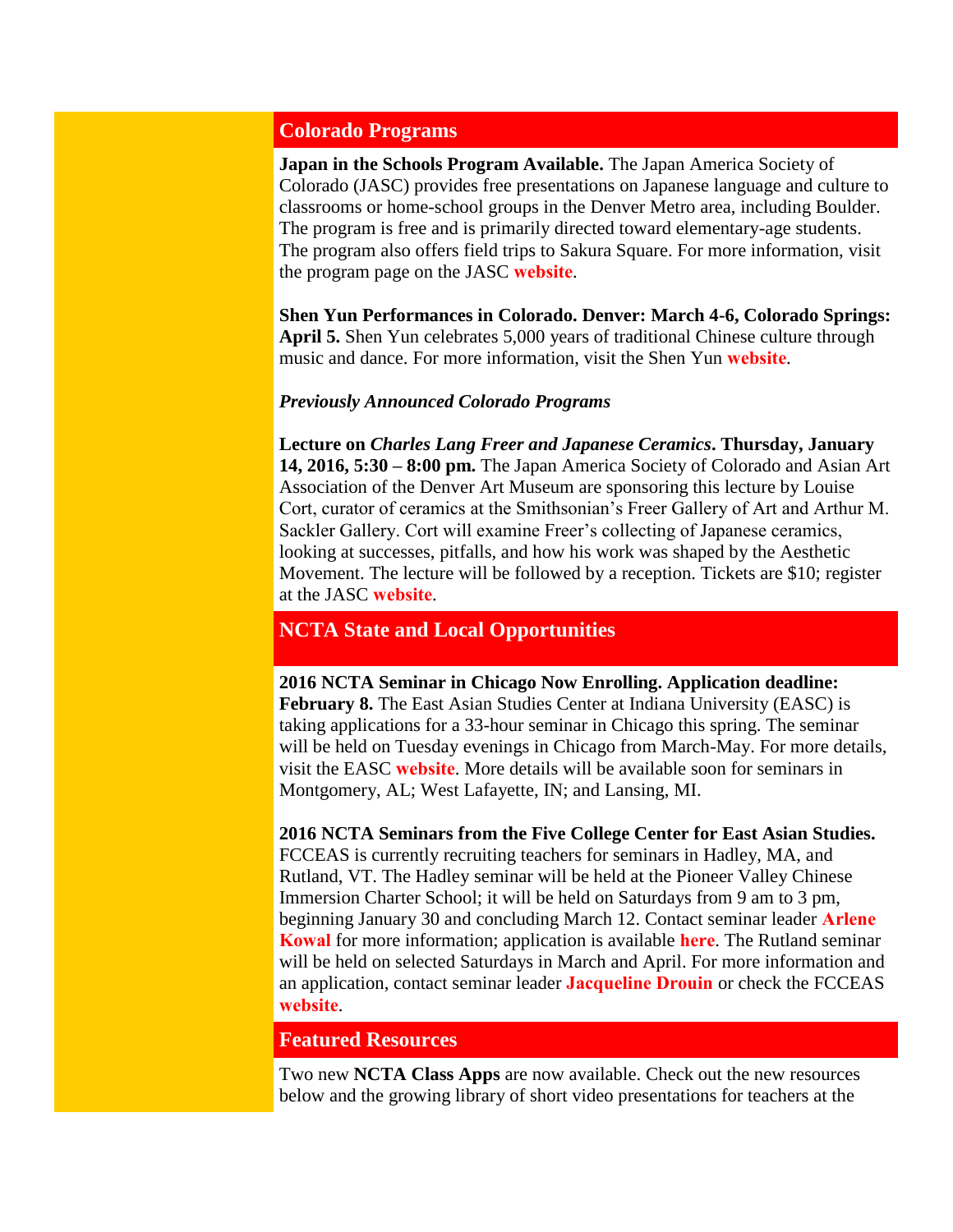## Colorado Programs

**Japan in the Schools Program Available.** The Japan America Society of Colorado (JASC) provides free presentations on Japanese language and culture to classrooms or home-school groups in the Denver Metro area, including Boulder. The program is free and is primarily directed toward elementary-age students. The program also offers field trips to Sakura Square. For more information, visit the program page on the JASC **website**.

**Shen Yun Performances in Colorado. Denver: March 4-6, Colorado Springs: April 5.** Shen Yun celebrates 5,000 years of traditional Chinese culture through music and dance. For more information, visit the Shen Yun **website**.

***Previously Announced Colorado Programs***

**Lecture on *Charles Lang Freer and Japanese Ceramics*. Thursday, January 14, 2016, 5:30 – 8:00 pm.** The Japan America Society of Colorado and Asian Art Association of the Denver Art Museum are sponsoring this lecture by Louise Cort, curator of ceramics at the Smithsonian's Freer Gallery of Art and Arthur M. Sackler Gallery. Cort will examine Freer's collecting of Japanese ceramics, looking at successes, pitfalls, and how his work was shaped by the Aesthetic Movement. The lecture will be followed by a reception. Tickets are $10; register at the JASC **website**.

## NCTA State and Local Opportunities

**2016 NCTA Seminar in Chicago Now Enrolling. Application deadline: February 8.** The East Asian Studies Center at Indiana University (EASC) is taking applications for a 33-hour seminar in Chicago this spring. The seminar will be held on Tuesday evenings in Chicago from March-May. For more details, visit the EASC **website**. More details will be available soon for seminars in Montgomery, AL; West Lafayette, IN; and Lansing, MI.

**2016 NCTA Seminars from the Five College Center for East Asian Studies.** FCCEAS is currently recruiting teachers for seminars in Hadley, MA, and Rutland, VT. The Hadley seminar will be held at the Pioneer Valley Chinese Immersion Charter School; it will be held on Saturdays from 9 am to 3 pm, beginning January 30 and concluding March 12. Contact seminar leader **Arlene Kowal** for more information; application is available **here**. The Rutland seminar will be held on selected Saturdays in March and April. For more information and an application, contact seminar leader **Jacqueline Drouin** or check the FCCEAS **website**.

## Featured Resources

Two new **NCTA Class Apps** are now available. Check out the new resources below and the growing library of short video presentations for teachers at the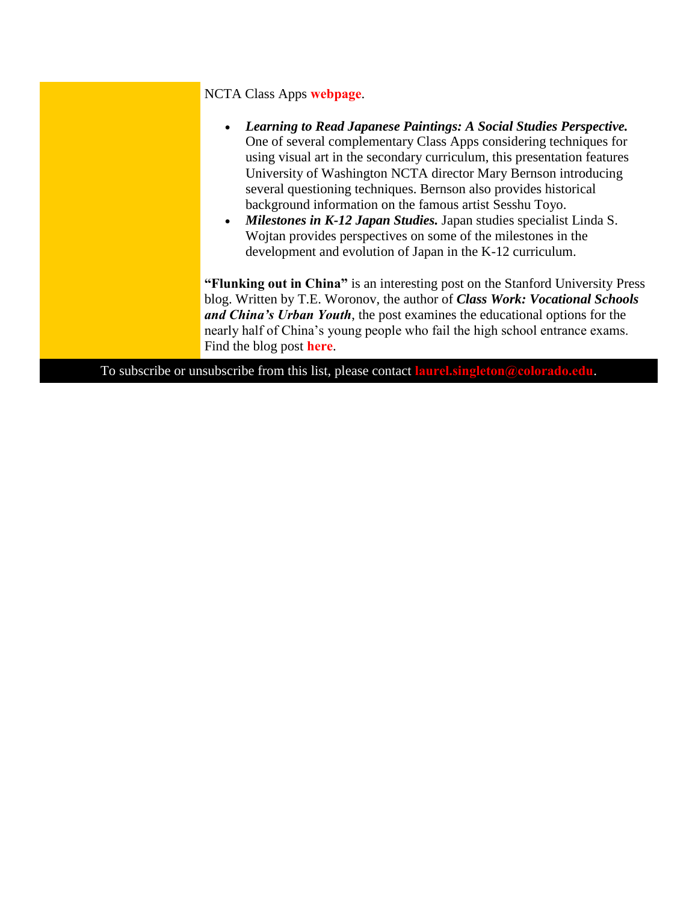NCTA Class Apps **webpage**.

- ***Learning to Read Japanese Paintings: A Social Studies Perspective.*** One of several complementary Class Apps considering techniques for using visual art in the secondary curriculum, this presentation features University of Washington NCTA director Mary Bernson introducing several questioning techniques. Bernson also provides historical background information on the famous artist Sesshu Toyo.
- ***Milestones in K-12 Japan Studies.*** Japan studies specialist Linda S. Wojtan provides perspectives on some of the milestones in the development and evolution of Japan in the K-12 curriculum.

**"Flunking out in China"** is an interesting post on the Stanford University Press blog. Written by T.E. Woronov, the author of ***Class Work: Vocational Schools and China's Urban Youth***, the post examines the educational options for the nearly half of China's young people who fail the high school entrance exams. Find the blog post **here**.

To subscribe or unsubscribe from this list, please contact **laurel.singleton@colorado.edu**.